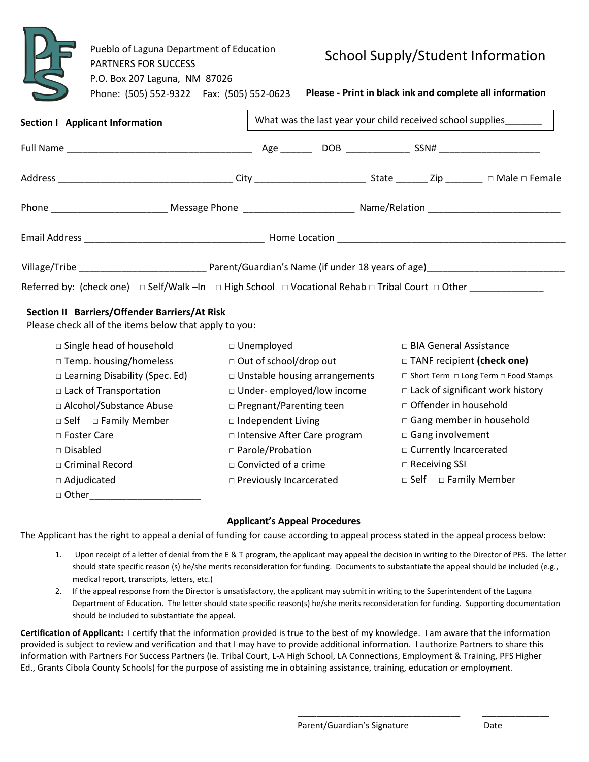Pueblo of Laguna Department of Education
PARTNERS FOR SUCCESS
P.O. Box 207 Laguna, NM 87026
Phone: (505) 552-9322 Fax: (505) 552-0623

# School Supply/Student Information

**Please - Print in black ink and complete all information**

**Section I Applicant Information**

What was the last year your child received school supplies_______

Full Name ____________________________________ Age ______ DOB ____________ SSN# ___________________

Address _________________________________ City ____________________ State ______ Zip _______ ☐ Male ☐ Female

Phone _____________________ Message Phone ____________________ Name/Relation _________________________

Email Address __________________________________ Home Location ___________________________________________

Village/Tribe _______________________ Parent/Guardian's Name (if under 18 years of age)__________________________

Referred by: (check one) ☐ Self/Walk –In ☐ High School ☐ Vocational Rehab ☐ Tribal Court ☐ Other _____________

**Section II Barriers/Offender Barriers/At Risk**

Please check all of the items below that apply to you:

☐ Single head of household
☐ Temp. housing/homeless
☐ Learning Disability (Spec. Ed)
☐ Lack of Transportation
☐ Alcohol/Substance Abuse
☐ Self ☐ Family Member
☐ Foster Care
☐ Disabled
☐ Criminal Record
☐ Adjudicated
☐ Other_____________________

☐ Unemployed
☐ Out of school/drop out
☐ Unstable housing arrangements
☐ Under- employed/low income
☐ Pregnant/Parenting teen
☐ Independent Living
☐ Intensive After Care program
☐ Parole/Probation
☐ Convicted of a crime
☐ Previously Incarcerated

☐ BIA General Assistance
☐ TANF recipient **(check one)**
☐ Short Term ☐ Long Term ☐ Food Stamps
☐ Lack of significant work history
☐ Offender in household
☐ Gang member in household
☐ Gang involvement
☐ Currently Incarcerated
☐ Receiving SSI
☐ Self ☐ Family Member

### Applicant's Appeal Procedures

The Applicant has the right to appeal a denial of funding for cause according to appeal process stated in the appeal process below:

1. Upon receipt of a letter of denial from the E & T program, the applicant may appeal the decision in writing to the Director of PFS. The letter should state specific reason (s) he/she merits reconsideration for funding. Documents to substantiate the appeal should be included (e.g., medical report, transcripts, letters, etc.)
2. If the appeal response from the Director is unsatisfactory, the applicant may submit in writing to the Superintendent of the Laguna Department of Education. The letter should state specific reason(s) he/she merits reconsideration for funding. Supporting documentation should be included to substantiate the appeal.

**Certification of Applicant:** I certify that the information provided is true to the best of my knowledge. I am aware that the information provided is subject to review and verification and that I may have to provide additional information. I authorize Partners to share this information with Partners For Success Partners (ie. Tribal Court, L-A High School, LA Connections, Employment & Training, PFS Higher Ed., Grants Cibola County Schools) for the purpose of assisting me in obtaining assistance, training, education or employment.

_________________________________ _____________
Parent/Guardian's Signature Date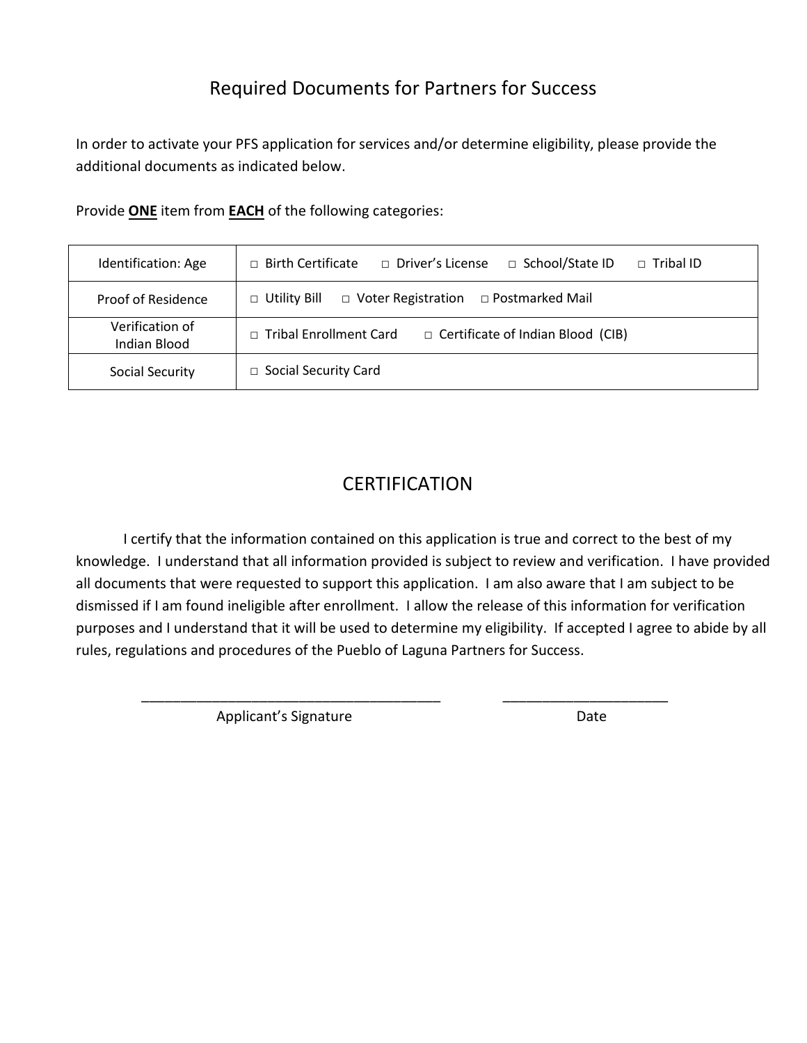## Required Documents for Partners for Success

In order to activate your PFS application for services and/or determine eligibility, please provide the additional documents as indicated below.

Provide **ONE** item from **EACH** of the following categories:

| | |
|---|---|
| Identification: Age | □ Birth Certificate  □ Driver's License  □ School/State ID  □ Tribal ID |
| Proof of Residence | □ Utility Bill  □ Voter Registration  □ Postmarked Mail |
| Verification of Indian Blood | □ Tribal Enrollment Card  □ Certificate of Indian Blood (CIB) |
| Social Security | □ Social Security Card |

## CERTIFICATION

I certify that the information contained on this application is true and correct to the best of my knowledge. I understand that all information provided is subject to review and verification. I have provided all documents that were requested to support this application. I am also aware that I am subject to be dismissed if I am found ineligible after enrollment. I allow the release of this information for verification purposes and I understand that it will be used to determine my eligibility. If accepted I agree to abide by all rules, regulations and procedures of the Pueblo of Laguna Partners for Success.

_______________________________________  _____________________

Applicant's Signature  Date